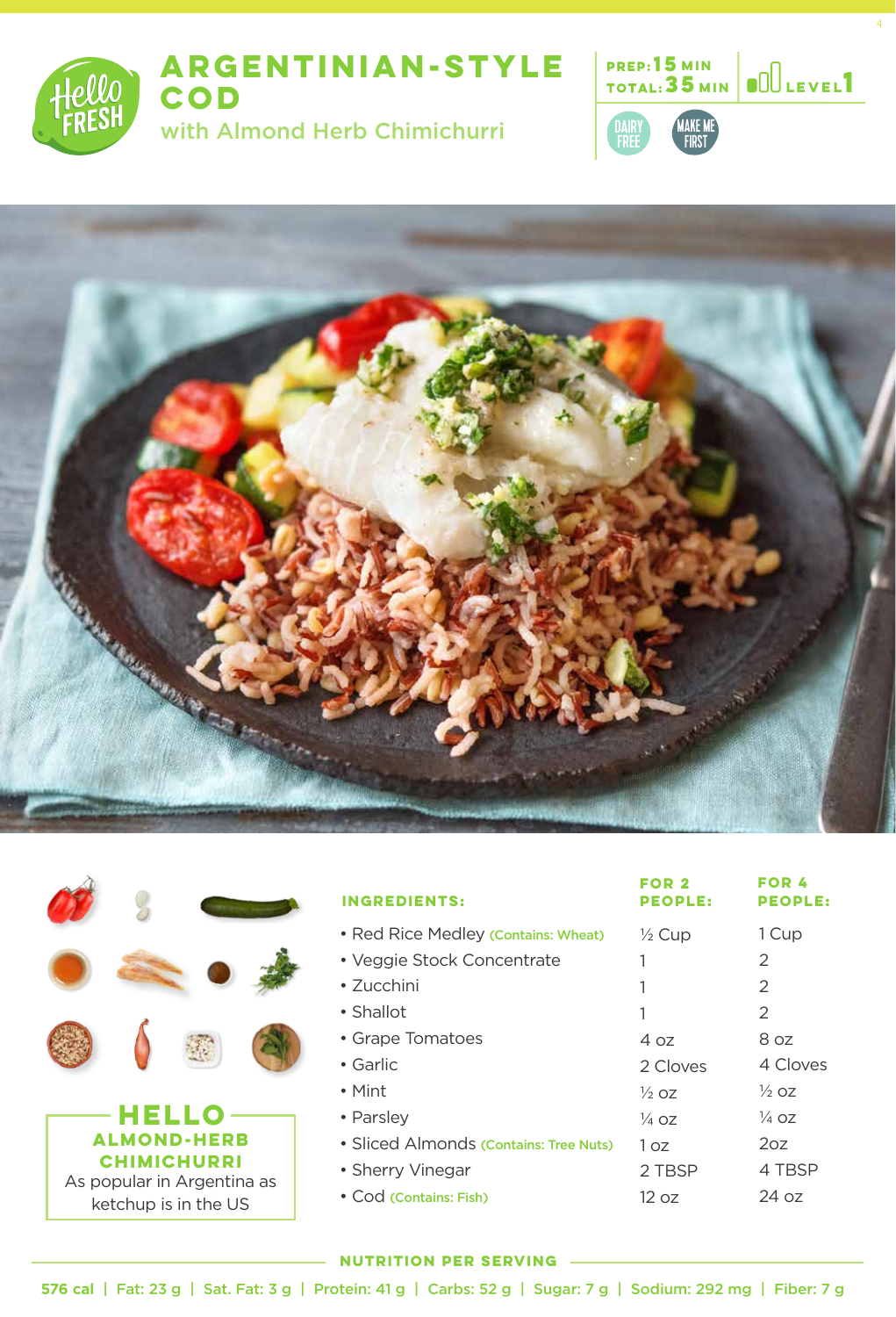# ARGENTINIAN-STYLE COD

## with Almond Herb Chimichurri

**PREP:** 15 MIN
**TOTAL:** 35 MIN

LEVEL 1

DAIRY FREE

MAKE ME FIRST

| INGREDIENTS: | FOR 2 PEOPLE: | FOR 4 PEOPLE: |
|---|---|---|
| • Red Rice Medley (Contains: Wheat) | ½ Cup | 1 Cup |
| • Veggie Stock Concentrate | 1 | 2 |
| • Zucchini | 1 | 2 |
| • Shallot | 1 | 2 |
| • Grape Tomatoes | 4 oz | 8 oz |
| • Garlic | 2 Cloves | 4 Cloves |
| • Mint | ½ oz | ½ oz |
| • Parsley | ¼ oz | ¼ oz |
| • Sliced Almonds (Contains: Tree Nuts) | 1 oz | 2oz |
| • Sherry Vinegar | 2 TBSP | 4 TBSP |
| • Cod (Contains: Fish) | 12 oz | 24 oz |

**HELLO ALMOND-HERB CHIMICHURRI**

As popular in Argentina as ketchup is in the US

**NUTRITION PER SERVING**

576 cal | Fat: 23 g | Sat. Fat: 3 g | Protein: 41 g | Carbs: 52 g | Sugar: 7 g | Sodium: 292 mg | Fiber: 7 g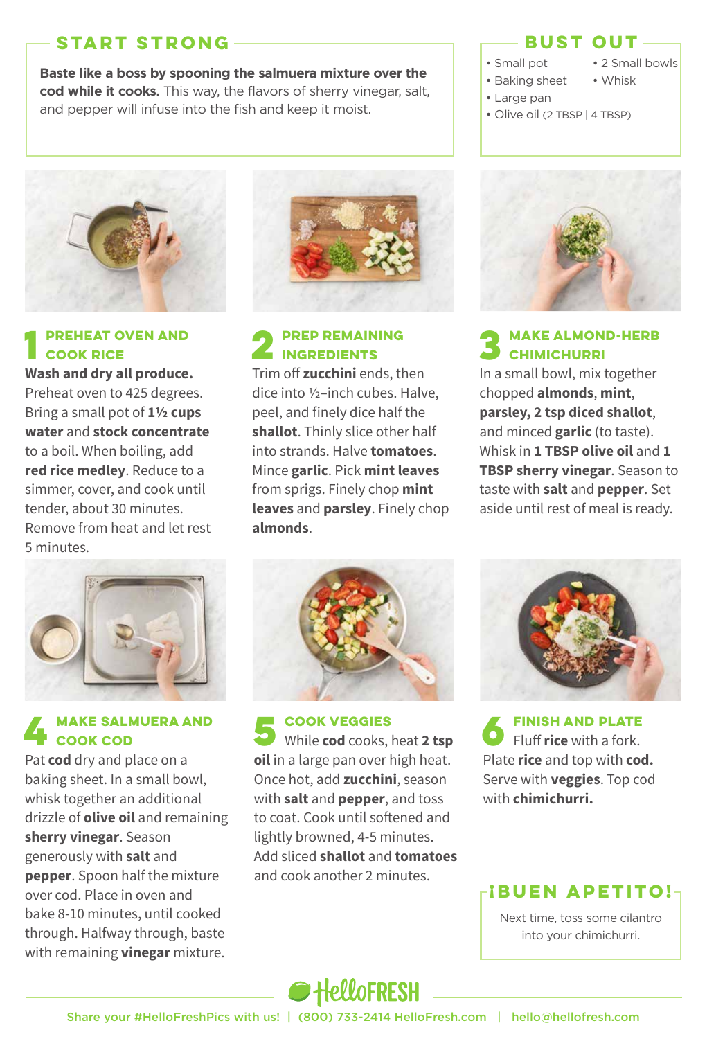## START STRONG

**Baste like a boss by spooning the salmuera mixture over the cod while it cooks.** This way, the flavors of sherry vinegar, salt, and pepper will infuse into the fish and keep it moist.

## BUST OUT

- Small pot
- Baking sheet
- Large pan
- Olive oil (2 TBSP | 4 TBSP)
- 2 Small bowls
- Whisk

### 1 PREHEAT OVEN AND COOK RICE

**Wash and dry all produce.** Preheat oven to 425 degrees. Bring a small pot of **1½ cups water** and **stock concentrate** to a boil. When boiling, add **red rice medley**. Reduce to a simmer, cover, and cook until tender, about 30 minutes. Remove from heat and let rest 5 minutes.

### 2 PREP REMAINING INGREDIENTS

Trim off **zucchini** ends, then dice into ½–inch cubes. Halve, peel, and finely dice half the **shallot**. Thinly slice other half into strands. Halve **tomatoes**. Mince **garlic**. Pick **mint leaves** from sprigs. Finely chop **mint leaves** and **parsley**. Finely chop **almonds**.

### 3 MAKE ALMOND-HERB CHIMICHURRI

In a small bowl, mix together chopped **almonds**, **mint**, **parsley, 2 tsp diced shallot**, and minced **garlic** (to taste). Whisk in **1 TBSP olive oil** and **1 TBSP sherry vinegar**. Season to taste with **salt** and **pepper**. Set aside until rest of meal is ready.

### 4 MAKE SALMUERA AND COOK COD

Pat **cod** dry and place on a baking sheet. In a small bowl, whisk together an additional drizzle of **olive oil** and remaining **sherry vinegar**. Season generously with **salt** and **pepper**. Spoon half the mixture over cod. Place in oven and bake 8-10 minutes, until cooked through. Halfway through, baste with remaining **vinegar** mixture.

### 5 COOK VEGGIES

While **cod** cooks, heat **2 tsp oil** in a large pan over high heat. Once hot, add **zucchini**, season with **salt** and **pepper**, and toss to coat. Cook until softened and lightly browned, 4-5 minutes. Add sliced **shallot** and **tomatoes** and cook another 2 minutes.

### 6 FINISH AND PLATE

Fluff **rice** with a fork. Plate **rice** and top with **cod.** Serve with **veggies**. Top cod with **chimichurri.**

## ¡BUEN APETITO!

Next time, toss some cilantro into your chimichurri.

HelloFRESH

Share your #HelloFreshPics with us! | (800) 733-2414 HelloFresh.com | hello@hellofresh.com